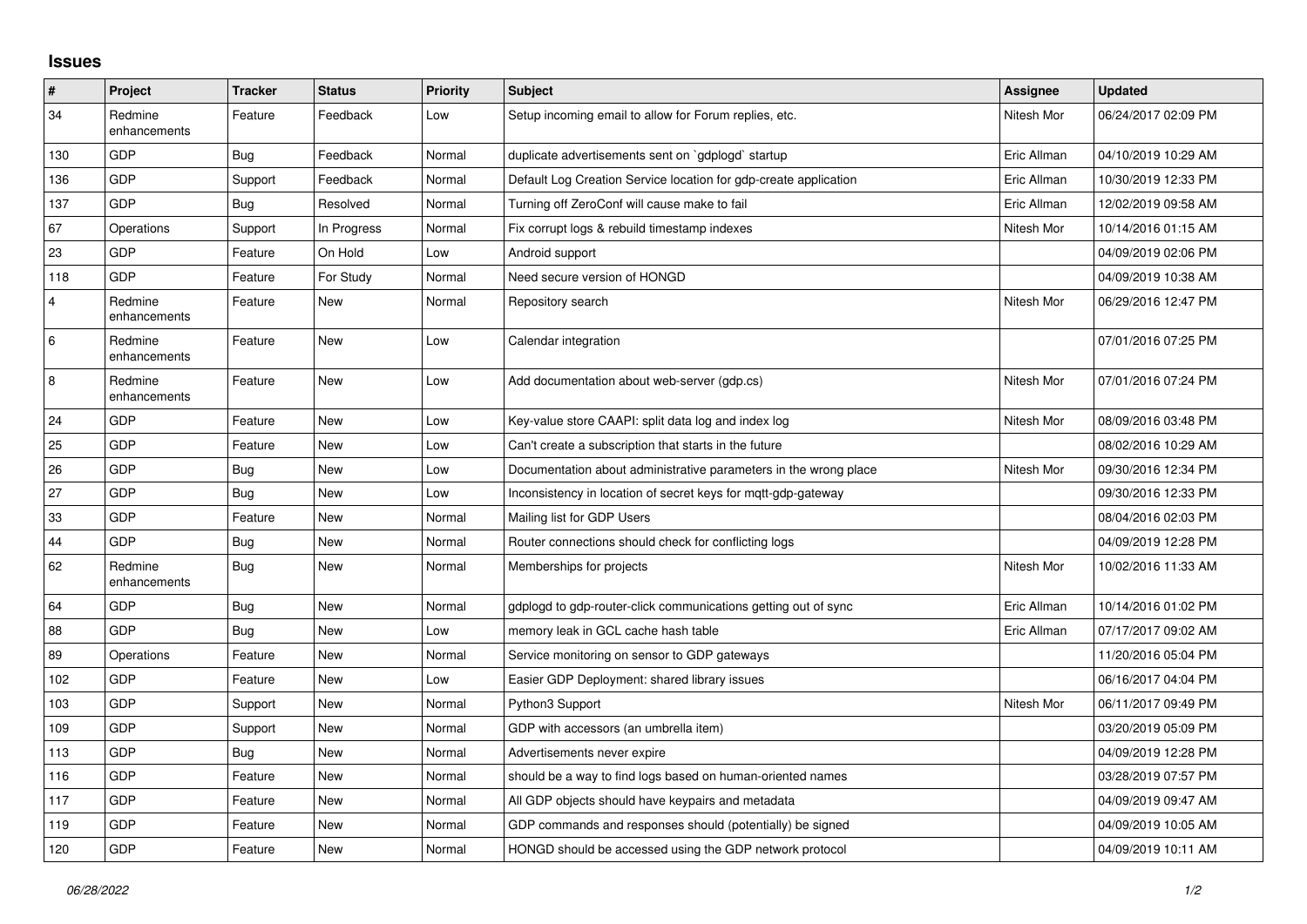## Issues

| # | Project | Tracker | Status | Priority | Subject | Assignee | Updated |
|---|---|---|---|---|---|---|---|
| 34 | Redmine enhancements | Feature | Feedback | Low | Setup incoming email to allow for Forum replies, etc. | Nitesh Mor | 06/24/2017 02:09 PM |
| 130 | GDP | Bug | Feedback | Normal | duplicate advertisements sent on `gdplogd` startup | Eric Allman | 04/10/2019 10:29 AM |
| 136 | GDP | Support | Feedback | Normal | Default Log Creation Service location for gdp-create application | Eric Allman | 10/30/2019 12:33 PM |
| 137 | GDP | Bug | Resolved | Normal | Turning off ZeroConf will cause make to fail | Eric Allman | 12/02/2019 09:58 AM |
| 67 | Operations | Support | In Progress | Normal | Fix corrupt logs & rebuild timestamp indexes | Nitesh Mor | 10/14/2016 01:15 AM |
| 23 | GDP | Feature | On Hold | Low | Android support | | 04/09/2019 02:06 PM |
| 118 | GDP | Feature | For Study | Normal | Need secure version of HONGD | | 04/09/2019 10:38 AM |
| 4 | Redmine enhancements | Feature | New | Normal | Repository search | Nitesh Mor | 06/29/2016 12:47 PM |
| 6 | Redmine enhancements | Feature | New | Low | Calendar integration | | 07/01/2016 07:25 PM |
| 8 | Redmine enhancements | Feature | New | Low | Add documentation about web-server (gdp.cs) | Nitesh Mor | 07/01/2016 07:24 PM |
| 24 | GDP | Feature | New | Low | Key-value store CAAPI: split data log and index log | Nitesh Mor | 08/09/2016 03:48 PM |
| 25 | GDP | Feature | New | Low | Can't create a subscription that starts in the future | | 08/02/2016 10:29 AM |
| 26 | GDP | Bug | New | Low | Documentation about administrative parameters in the wrong place | Nitesh Mor | 09/30/2016 12:34 PM |
| 27 | GDP | Bug | New | Low | Inconsistency in location of secret keys for mqtt-gdp-gateway | | 09/30/2016 12:33 PM |
| 33 | GDP | Feature | New | Normal | Mailing list for GDP Users | | 08/04/2016 02:03 PM |
| 44 | GDP | Bug | New | Normal | Router connections should check for conflicting logs | | 04/09/2019 12:28 PM |
| 62 | Redmine enhancements | Bug | New | Normal | Memberships for projects | Nitesh Mor | 10/02/2016 11:33 AM |
| 64 | GDP | Bug | New | Normal | gdplogd to gdp-router-click communications getting out of sync | Eric Allman | 10/14/2016 01:02 PM |
| 88 | GDP | Bug | New | Low | memory leak in GCL cache hash table | Eric Allman | 07/17/2017 09:02 AM |
| 89 | Operations | Feature | New | Normal | Service monitoring on sensor to GDP gateways | | 11/20/2016 05:04 PM |
| 102 | GDP | Feature | New | Low | Easier GDP Deployment: shared library issues | | 06/16/2017 04:04 PM |
| 103 | GDP | Support | New | Normal | Python3 Support | Nitesh Mor | 06/11/2017 09:49 PM |
| 109 | GDP | Support | New | Normal | GDP with accessors (an umbrella item) | | 03/20/2019 05:09 PM |
| 113 | GDP | Bug | New | Normal | Advertisements never expire | | 04/09/2019 12:28 PM |
| 116 | GDP | Feature | New | Normal | should be a way to find logs based on human-oriented names | | 03/28/2019 07:57 PM |
| 117 | GDP | Feature | New | Normal | All GDP objects should have keypairs and metadata | | 04/09/2019 09:47 AM |
| 119 | GDP | Feature | New | Normal | GDP commands and responses should (potentially) be signed | | 04/09/2019 10:05 AM |
| 120 | GDP | Feature | New | Normal | HONGD should be accessed using the GDP network protocol | | 04/09/2019 10:11 AM |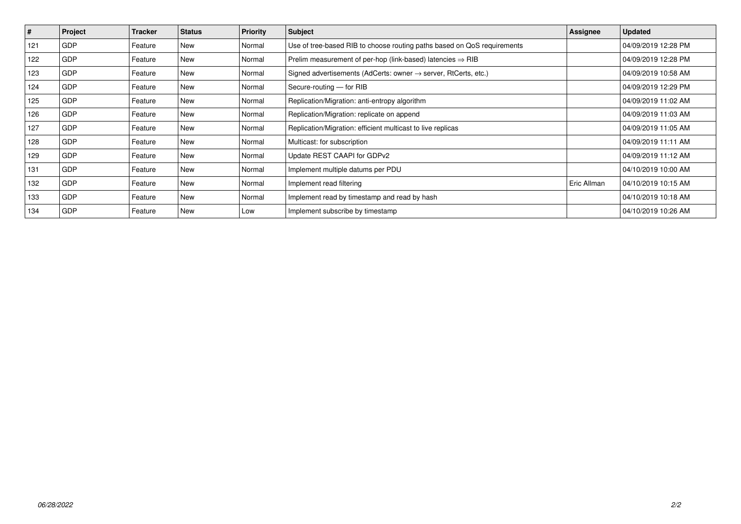| # | Project | Tracker | Status | Priority | Subject | Assignee | Updated |
|---|---|---|---|---|---|---|---|
| 121 | GDP | Feature | New | Normal | Use of tree-based RIB to choose routing paths based on QoS requirements | | 04/09/2019 12:28 PM |
| 122 | GDP | Feature | New | Normal | Prelim measurement of per-hop (link-based) latencies ⇒ RIB | | 04/09/2019 12:28 PM |
| 123 | GDP | Feature | New | Normal | Signed advertisements (AdCerts: owner → server, RtCerts, etc.) | | 04/09/2019 10:58 AM |
| 124 | GDP | Feature | New | Normal | Secure-routing — for RIB | | 04/09/2019 12:29 PM |
| 125 | GDP | Feature | New | Normal | Replication/Migration: anti-entropy algorithm | | 04/09/2019 11:02 AM |
| 126 | GDP | Feature | New | Normal | Replication/Migration: replicate on append | | 04/09/2019 11:03 AM |
| 127 | GDP | Feature | New | Normal | Replication/Migration: efficient multicast to live replicas | | 04/09/2019 11:05 AM |
| 128 | GDP | Feature | New | Normal | Multicast: for subscription | | 04/09/2019 11:11 AM |
| 129 | GDP | Feature | New | Normal | Update REST CAAPI for GDPv2 | | 04/09/2019 11:12 AM |
| 131 | GDP | Feature | New | Normal | Implement multiple datums per PDU | | 04/10/2019 10:00 AM |
| 132 | GDP | Feature | New | Normal | Implement read filtering | Eric Allman | 04/10/2019 10:15 AM |
| 133 | GDP | Feature | New | Normal | Implement read by timestamp and read by hash | | 04/10/2019 10:18 AM |
| 134 | GDP | Feature | New | Low | Implement subscribe by timestamp | | 04/10/2019 10:26 AM |